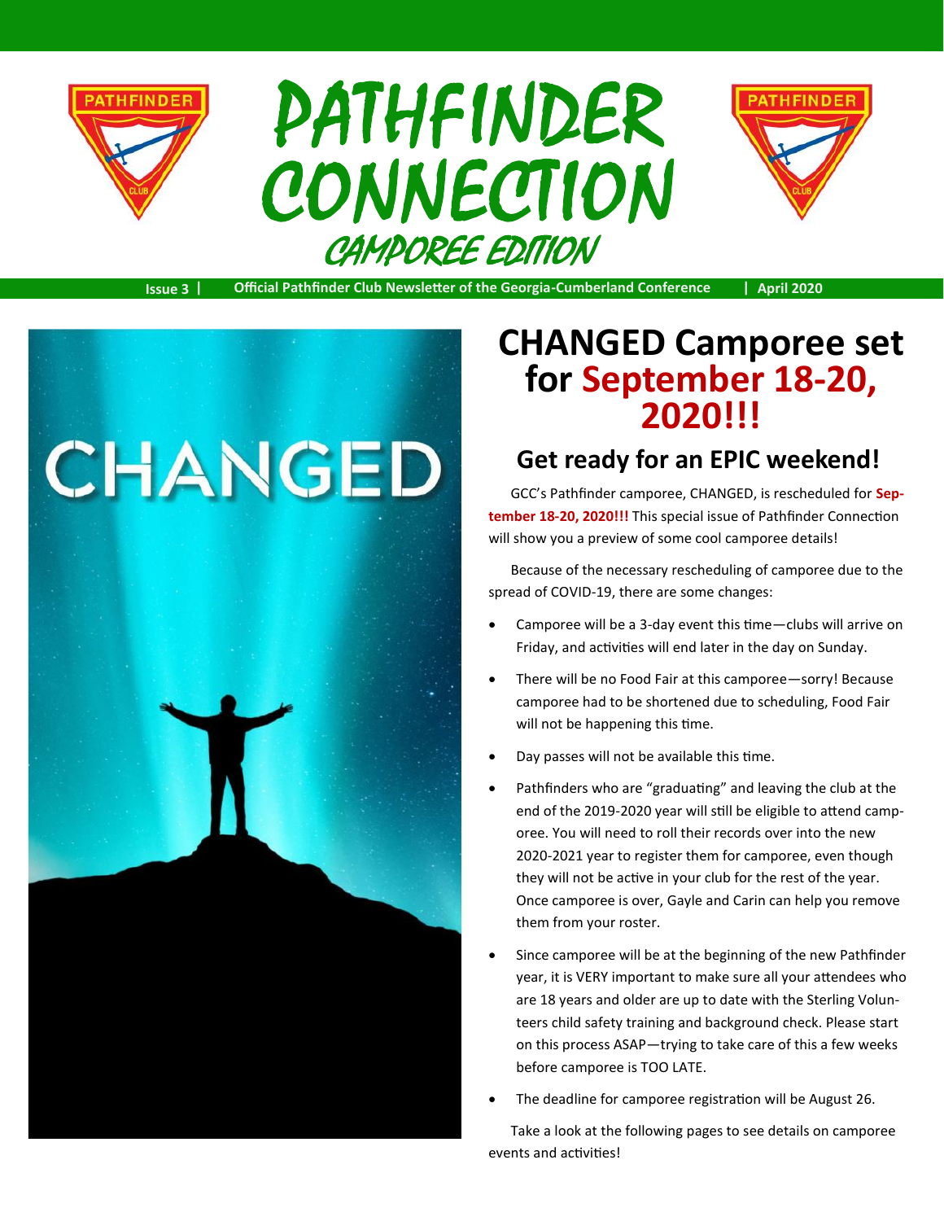# PATHFINDER CONNECTION

## CAMPOREE EDITION

Issue 3 | Official Pathfinder Club Newsletter of the Georgia-Cumberland Conference | April 2020

CHANGED

# CHANGED Camporee set for September 18-20, 2020!!!

## Get ready for an EPIC weekend!

GCC's Pathfinder camporee, CHANGED, is rescheduled for **September 18-20, 2020!!!** This special issue of Pathfinder Connection will show you a preview of some cool camporee details!

Because of the necessary rescheduling of camporee due to the spread of COVID-19, there are some changes:

- Camporee will be a 3-day event this time—clubs will arrive on Friday, and activities will end later in the day on Sunday.
- There will be no Food Fair at this camporee—sorry! Because camporee had to be shortened due to scheduling, Food Fair will not be happening this time.
- Day passes will not be available this time.
- Pathfinders who are "graduating" and leaving the club at the end of the 2019-2020 year will still be eligible to attend camporee. You will need to roll their records over into the new 2020-2021 year to register them for camporee, even though they will not be active in your club for the rest of the year. Once camporee is over, Gayle and Carin can help you remove them from your roster.
- Since camporee will be at the beginning of the new Pathfinder year, it is VERY important to make sure all your attendees who are 18 years and older are up to date with the Sterling Volunteers child safety training and background check. Please start on this process ASAP—trying to take care of this a few weeks before camporee is TOO LATE.
- The deadline for camporee registration will be August 26.

Take a look at the following pages to see details on camporee events and activities!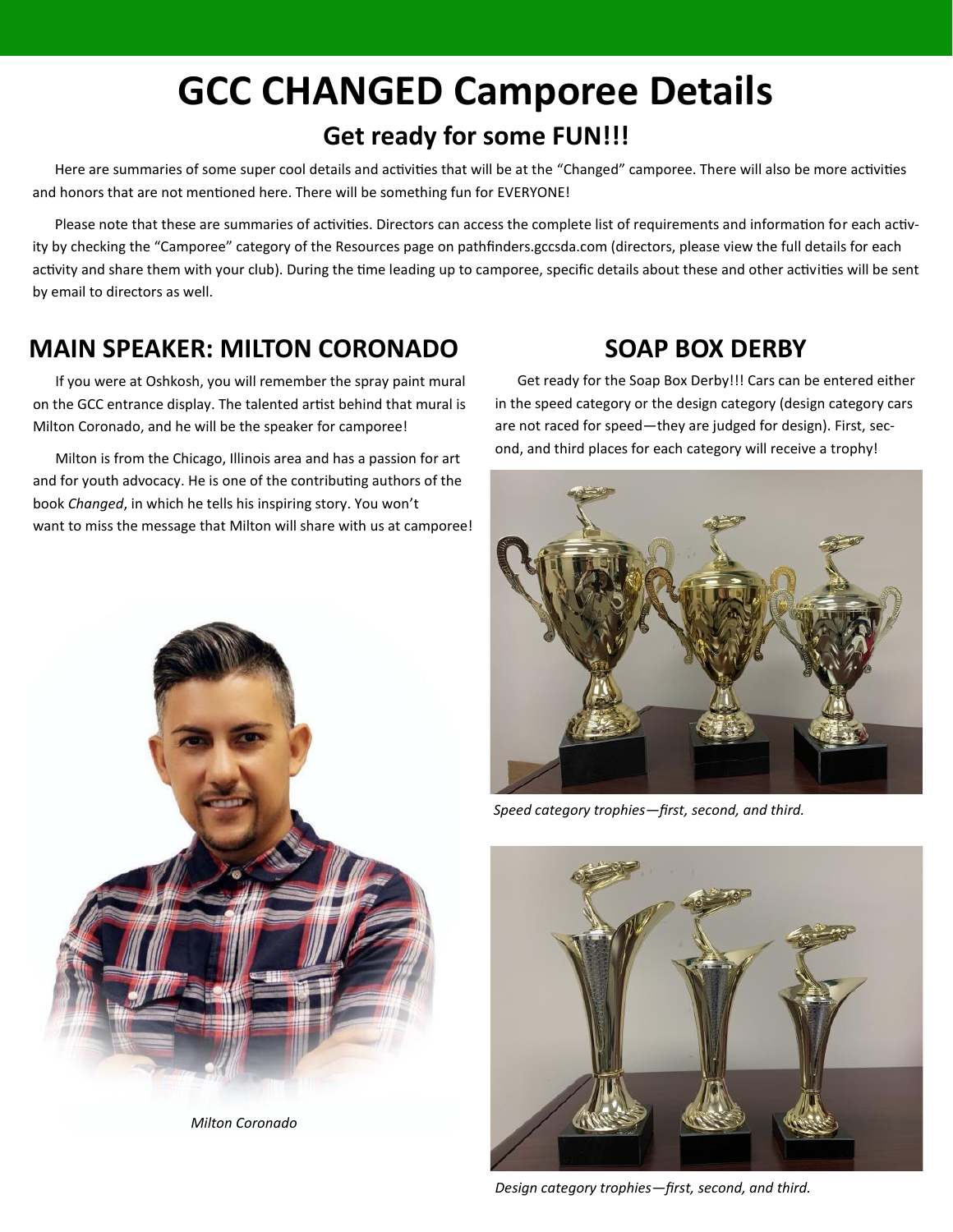# GCC CHANGED Camporee Details

## Get ready for some FUN!!!

Here are summaries of some super cool details and activities that will be at the "Changed" camporee. There will also be more activities and honors that are not mentioned here. There will be something fun for EVERYONE!

Please note that these are summaries of activities. Directors can access the complete list of requirements and information for each activity by checking the "Camporee" category of the Resources page on pathfinders.gccsda.com (directors, please view the full details for each activity and share them with your club). During the time leading up to camporee, specific details about these and other activities will be sent by email to directors as well.

## MAIN SPEAKER: MILTON CORONADO

If you were at Oshkosh, you will remember the spray paint mural on the GCC entrance display. The talented artist behind that mural is Milton Coronado, and he will be the speaker for camporee!

Milton is from the Chicago, Illinois area and has a passion for art and for youth advocacy. He is one of the contributing authors of the book *Changed*, in which he tells his inspiring story. You won't want to miss the message that Milton will share with us at camporee!

*Milton Coronado*

## SOAP BOX DERBY

Get ready for the Soap Box Derby!!! Cars can be entered either in the speed category or the design category (design category cars are not raced for speed—they are judged for design). First, second, and third places for each category will receive a trophy!

*Speed category trophies—first, second, and third.*

*Design category trophies—first, second, and third.*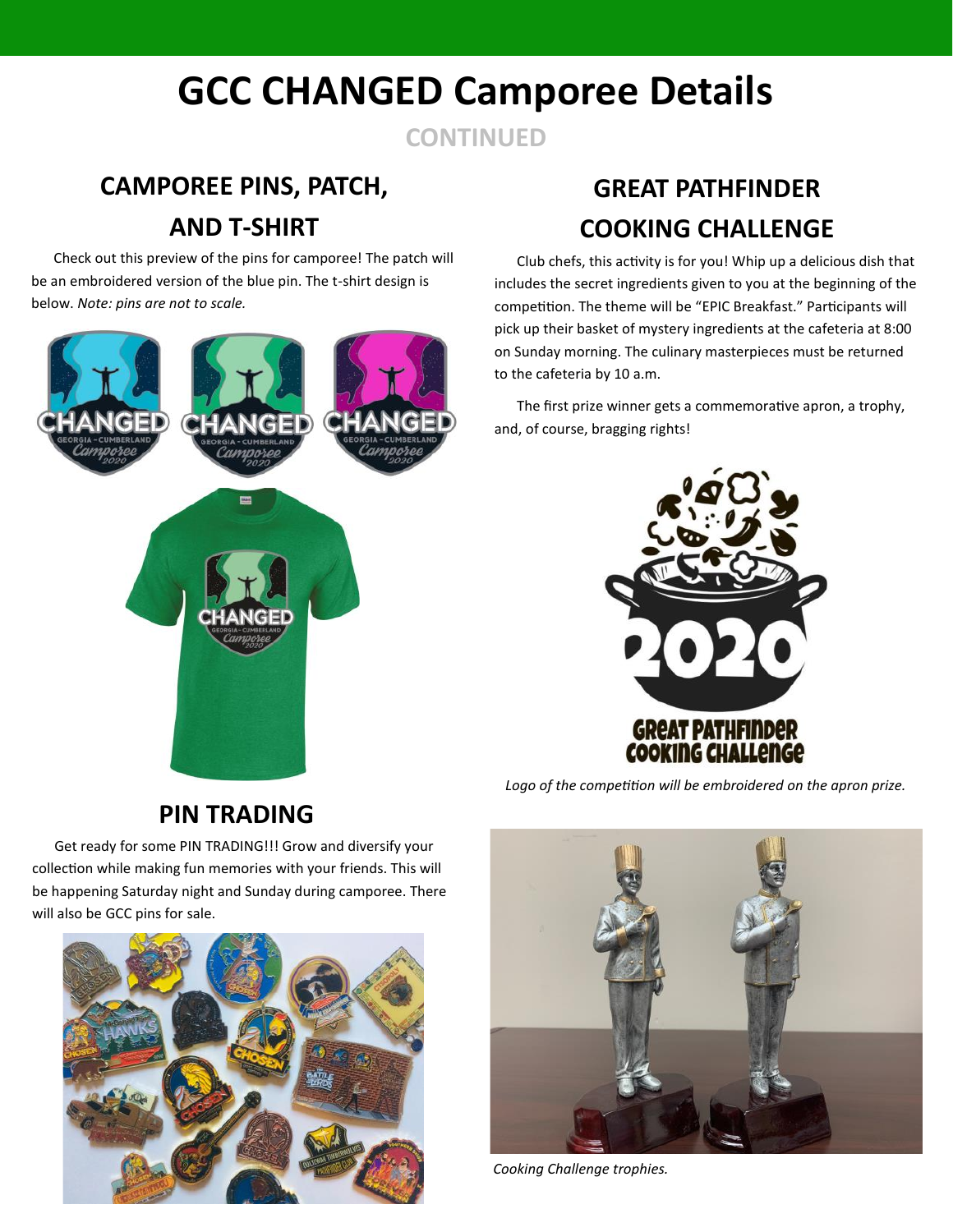# GCC CHANGED Camporee Details

CONTINUED

## CAMPOREE PINS, PATCH, AND T-SHIRT

Check out this preview of the pins for camporee! The patch will be an embroidered version of the blue pin. The t-shirt design is below. *Note: pins are not to scale.*

## PIN TRADING

Get ready for some PIN TRADING!!! Grow and diversify your collection while making fun memories with your friends. This will be happening Saturday night and Sunday during camporee. There will also be GCC pins for sale.

## GREAT PATHFINDER COOKING CHALLENGE

Club chefs, this activity is for you! Whip up a delicious dish that includes the secret ingredients given to you at the beginning of the competition. The theme will be "EPIC Breakfast." Participants will pick up their basket of mystery ingredients at the cafeteria at 8:00 on Sunday morning. The culinary masterpieces must be returned to the cafeteria by 10 a.m.

The first prize winner gets a commemorative apron, a trophy, and, of course, bragging rights!

*Logo of the competition will be embroidered on the apron prize.*

*Cooking Challenge trophies.*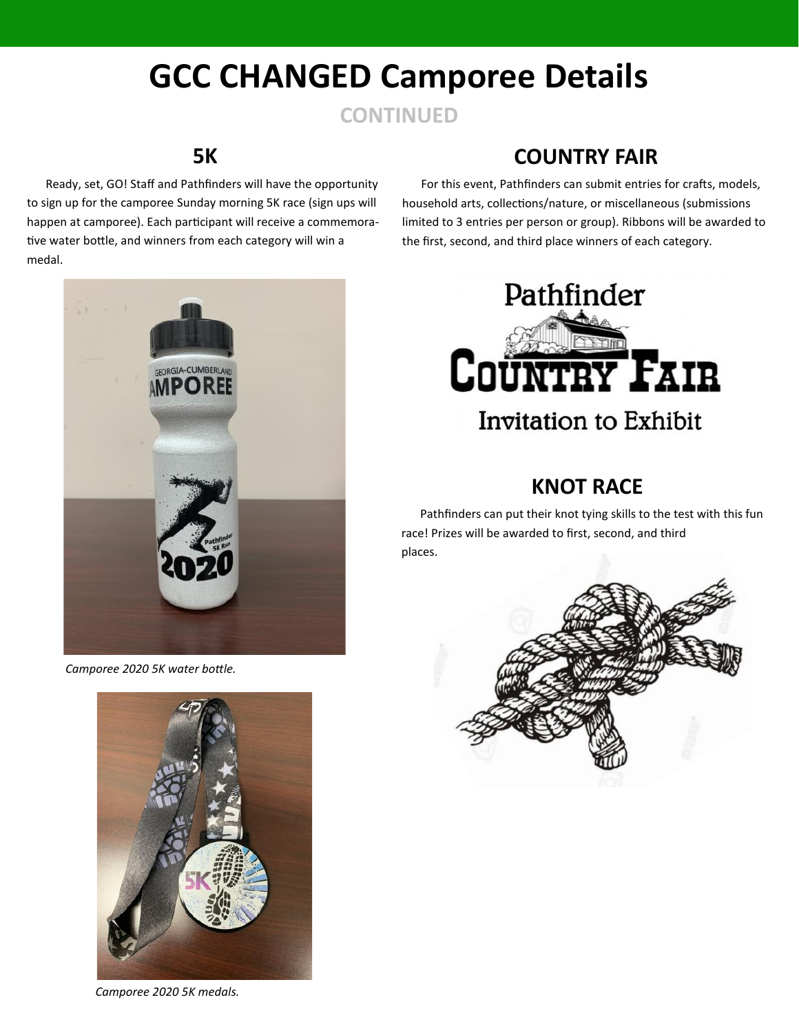# GCC CHANGED Camporee Details

CONTINUED

## 5K

Ready, set, GO! Staff and Pathfinders will have the opportunity to sign up for the camporee Sunday morning 5K race (sign ups will happen at camporee). Each participant will receive a commemorative water bottle, and winners from each category will win a medal.

*Camporee 2020 5K water bottle.*

*Camporee 2020 5K medals.*

## COUNTRY FAIR

For this event, Pathfinders can submit entries for crafts, models, household arts, collections/nature, or miscellaneous (submissions limited to 3 entries per person or group). Ribbons will be awarded to the first, second, and third place winners of each category.

## KNOT RACE

Pathfinders can put their knot tying skills to the test with this fun race! Prizes will be awarded to first, second, and third places.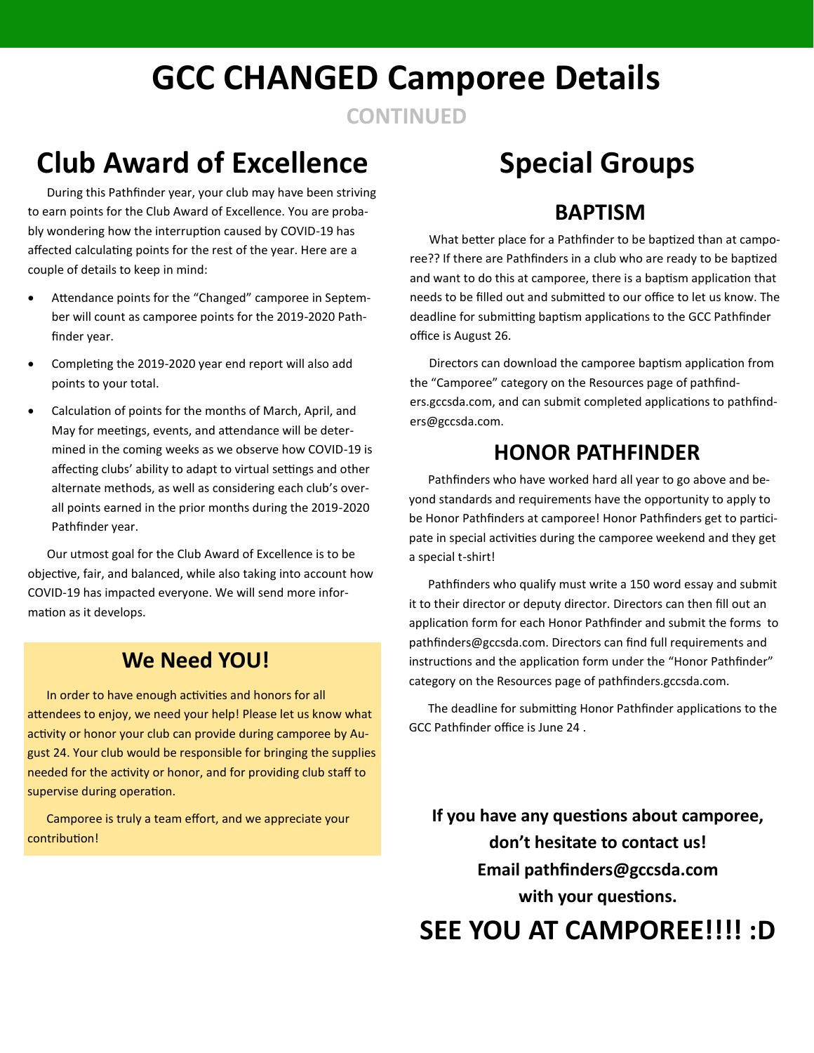# GCC CHANGED Camporee Details

**CONTINUED**

## Club Award of Excellence

During this Pathfinder year, your club may have been striving to earn points for the Club Award of Excellence. You are probably wondering how the interruption caused by COVID-19 has affected calculating points for the rest of the year. Here are a couple of details to keep in mind:

- Attendance points for the "Changed" camporee in September will count as camporee points for the 2019-2020 Pathfinder year.
- Completing the 2019-2020 year end report will also add points to your total.
- Calculation of points for the months of March, April, and May for meetings, events, and attendance will be determined in the coming weeks as we observe how COVID-19 is affecting clubs' ability to adapt to virtual settings and other alternate methods, as well as considering each club's overall points earned in the prior months during the 2019-2020 Pathfinder year.

Our utmost goal for the Club Award of Excellence is to be objective, fair, and balanced, while also taking into account how COVID-19 has impacted everyone. We will send more information as it develops.

### We Need YOU!

In order to have enough activities and honors for all attendees to enjoy, we need your help! Please let us know what activity or honor your club can provide during camporee by August 24. Your club would be responsible for bringing the supplies needed for the activity or honor, and for providing club staff to supervise during operation.

Camporee is truly a team effort, and we appreciate your contribution!

## Special Groups

### BAPTISM

What better place for a Pathfinder to be baptized than at camporee?? If there are Pathfinders in a club who are ready to be baptized and want to do this at camporee, there is a baptism application that needs to be filled out and submitted to our office to let us know. The deadline for submitting baptism applications to the GCC Pathfinder office is August 26.

Directors can download the camporee baptism application from the "Camporee" category on the Resources page of pathfinders.gccsda.com, and can submit completed applications to pathfinders@gccsda.com.

### HONOR PATHFINDER

Pathfinders who have worked hard all year to go above and beyond standards and requirements have the opportunity to apply to be Honor Pathfinders at camporee! Honor Pathfinders get to participate in special activities during the camporee weekend and they get a special t-shirt!

Pathfinders who qualify must write a 150 word essay and submit it to their director or deputy director. Directors can then fill out an application form for each Honor Pathfinder and submit the forms to pathfinders@gccsda.com. Directors can find full requirements and instructions and the application form under the "Honor Pathfinder" category on the Resources page of pathfinders.gccsda.com.

The deadline for submitting Honor Pathfinder applications to the GCC Pathfinder office is June 24 .

**If you have any questions about camporee, don't hesitate to contact us! Email pathfinders@gccsda.com with your questions.**

**SEE YOU AT CAMPOREE!!!! :D**